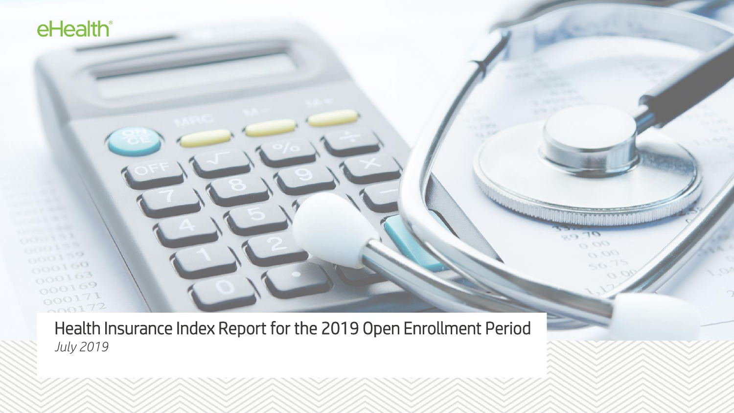eHealth®

# Health Insurance Index Report for the 2019 Open Enrollment Period

*July 2019*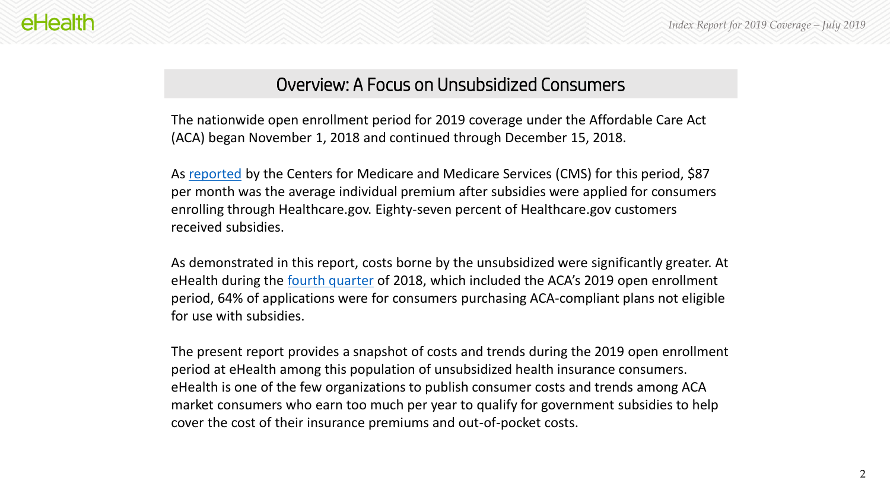## Overview: A Focus on Unsubsidized Consumers

The nationwide open enrollment period for 2019 coverage under the Affordable Care Act (ACA) began November 1, 2018 and continued through December 15, 2018.

As reported by the Centers for Medicare and Medicare Services (CMS) for this period, $87 per month was the average individual premium after subsidies were applied for consumers enrolling through Healthcare.gov. Eighty-seven percent of Healthcare.gov customers received subsidies.

As demonstrated in this report, costs borne by the unsubsidized were significantly greater. At eHealth during the fourth quarter of 2018, which included the ACA's 2019 open enrollment period, 64% of applications were for consumers purchasing ACA-compliant plans not eligible for use with subsidies.

The present report provides a snapshot of costs and trends during the 2019 open enrollment period at eHealth among this population of unsubsidized health insurance consumers. eHealth is one of the few organizations to publish consumer costs and trends among ACA market consumers who earn too much per year to qualify for government subsidies to help cover the cost of their insurance premiums and out-of-pocket costs.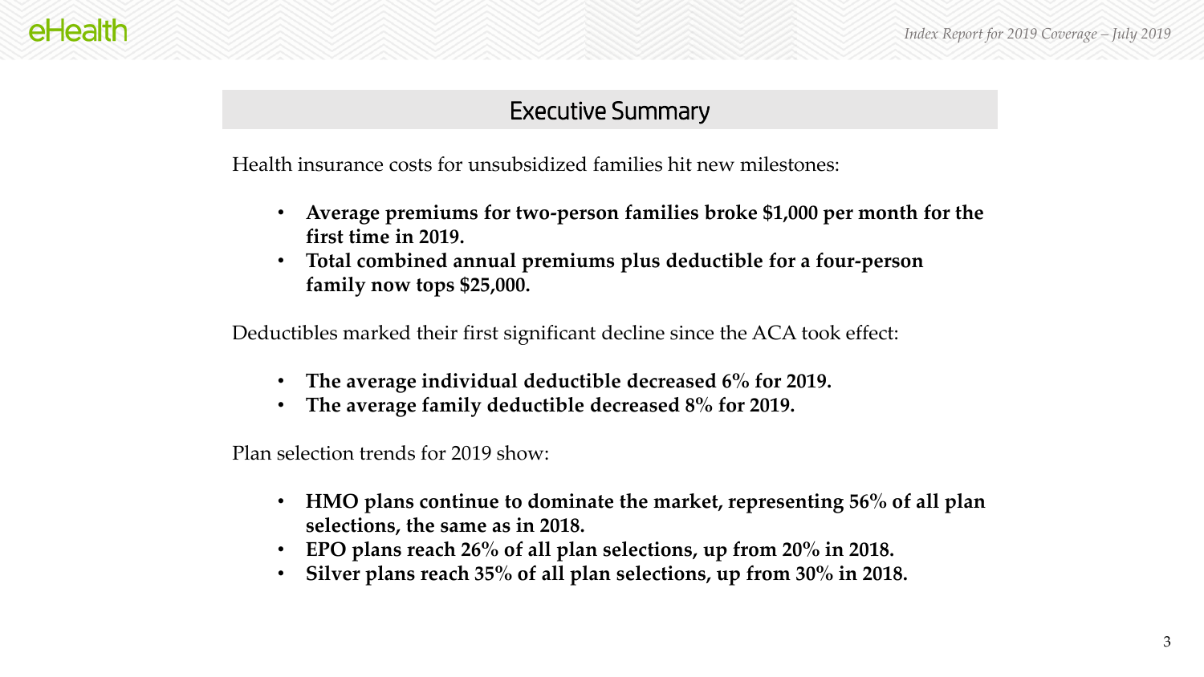## Executive Summary

Health insurance costs for unsubsidized families hit new milestones:

- **Average premiums for two-person families broke $1,000 per month for the first time in 2019.**
- **Total combined annual premiums plus deductible for a four-person family now tops $25,000.**

Deductibles marked their first significant decline since the ACA took effect:

- **The average individual deductible decreased 6% for 2019.**
- **The average family deductible decreased 8% for 2019.**

Plan selection trends for 2019 show:

- **HMO plans continue to dominate the market, representing 56% of all plan selections, the same as in 2018.**
- **EPO plans reach 26% of all plan selections, up from 20% in 2018.**
- **Silver plans reach 35% of all plan selections, up from 30% in 2018.**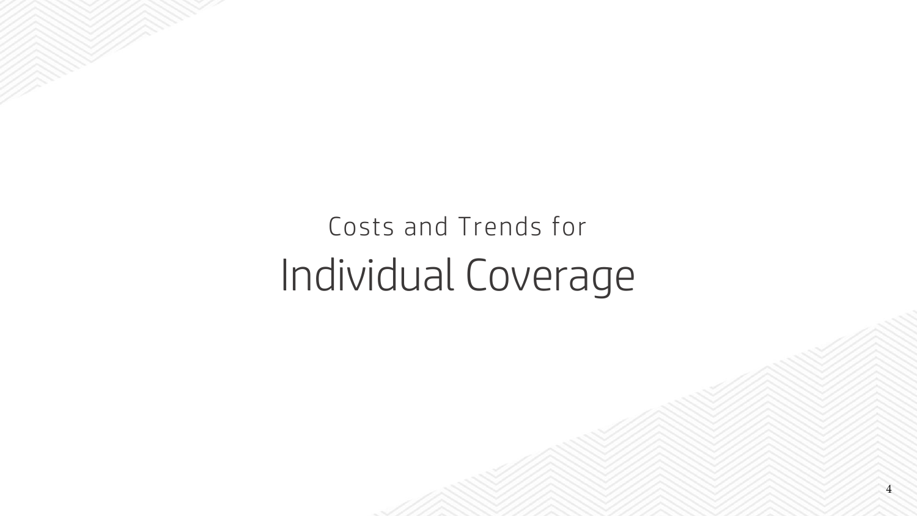## Costs and Trends for

# Individual Coverage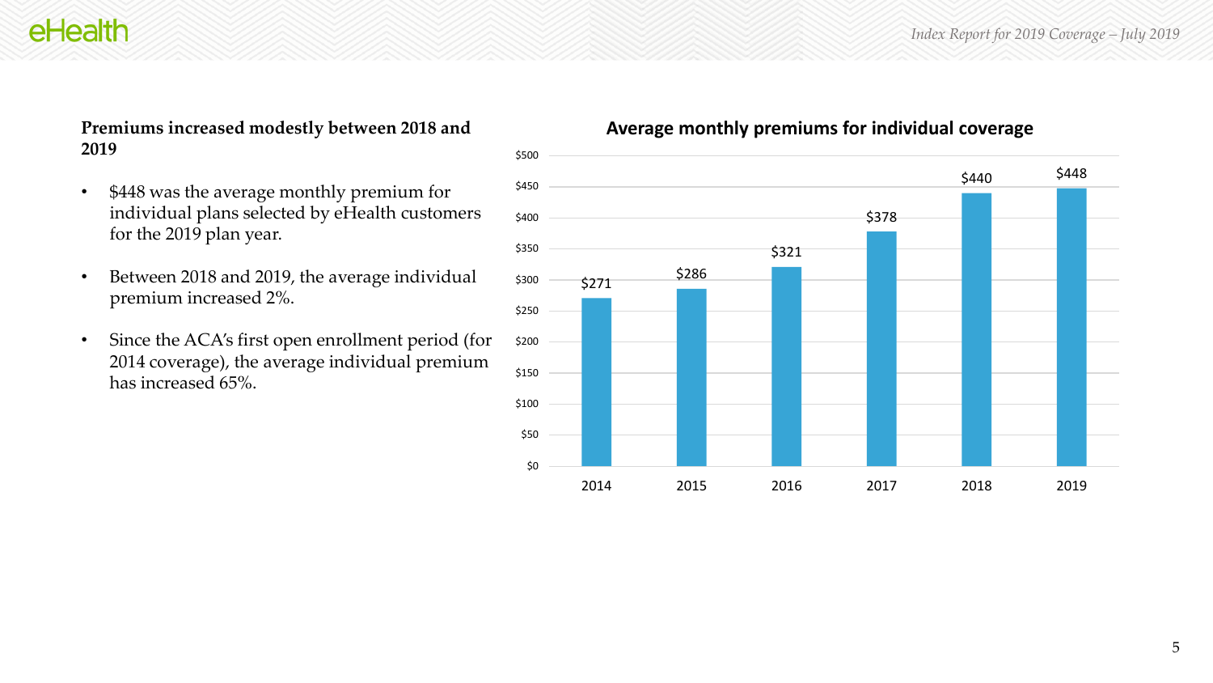**Premiums increased modestly between 2018 and 2019**

- $448 was the average monthly premium for individual plans selected by eHealth customers for the 2019 plan year.
- Between 2018 and 2019, the average individual premium increased 2%.
- Since the ACA's first open enrollment period (for 2014 coverage), the average individual premium has increased 65%.

**Average monthly premiums for individual coverage**

$500
$450
$400
$350
$300
$250
$200
$150
$100
$50
$0

$271
$286
$321
$378
$440
$448

2014
2015
2016
2017
2018
2019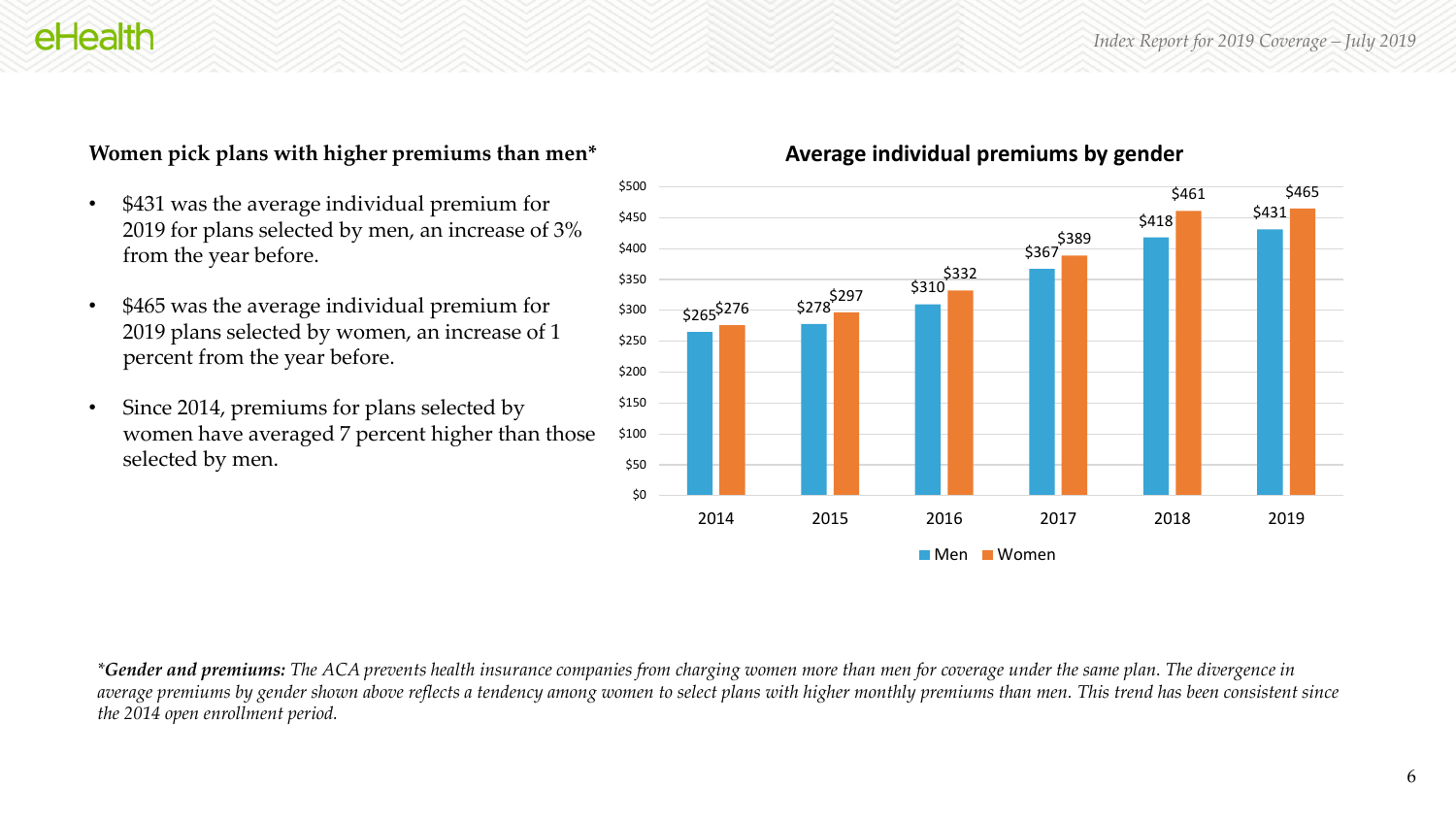**Women pick plans with higher premiums than men***

- $431 was the average individual premium for 2019 for plans selected by men, an increase of 3% from the year before.
- $465 was the average individual premium for 2019 plans selected by women, an increase of 1 percent from the year before.
- Since 2014, premiums for plans selected by women have averaged 7 percent higher than those selected by men.

**Average individual premiums by gender**

$500
$450
$400
$350
$300
$250
$200
$150
$100
$50
$0

2014: $265 $276
2015: $278 $297
2016: $310 $332
2017: $367 $389
2018: $418 $461
2019: $431 $465

Men  Women

**Gender and premiums:* *The ACA prevents health insurance companies from charging women more than men for coverage under the same plan. The divergence in average premiums by gender shown above reflects a tendency among women to select plans with higher monthly premiums than men. This trend has been consistent since the 2014 open enrollment period.*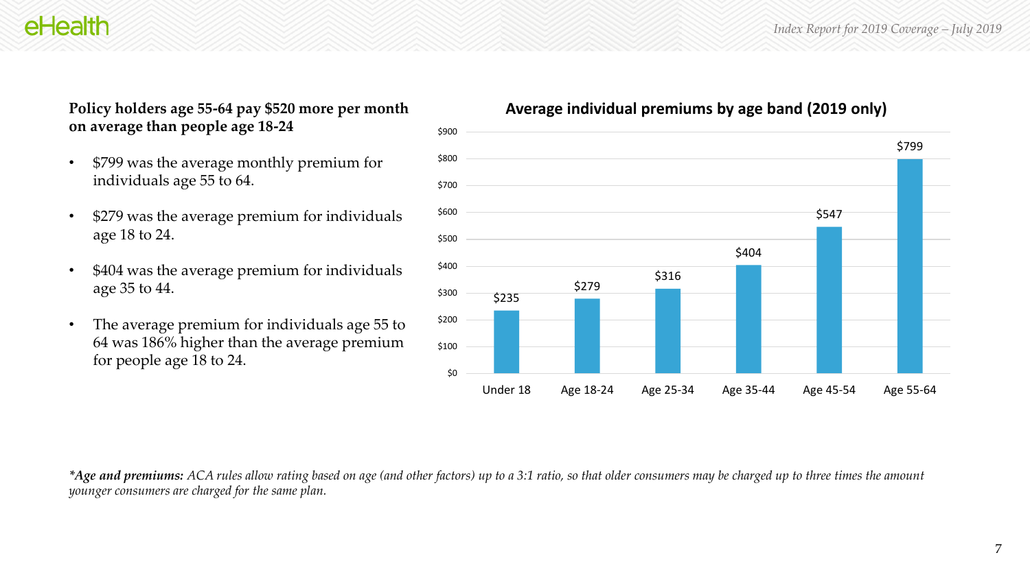**Policy holders age 55-64 pay $520 more per month on average than people age 18-24**

- $799 was the average monthly premium for individuals age 55 to 64.
- $279 was the average premium for individuals age 18 to 24.
- $404 was the average premium for individuals age 35 to 44.
- The average premium for individuals age 55 to 64 was 186% higher than the average premium for people age 18 to 24.

**Average individual premiums by age band (2019 only)**

$900
$800
$700
$600
$500
$400
$300
$200
$100
$0

$235
$279
$316
$404
$547
$799

Under 18
Age 18-24
Age 25-34
Age 35-44
Age 45-54
Age 55-64

*\*Age and premiums:* ACA rules allow rating based on age (and other factors) up to a 3:1 ratio, so that older consumers may be charged up to three times the amount younger consumers are charged for the same plan.*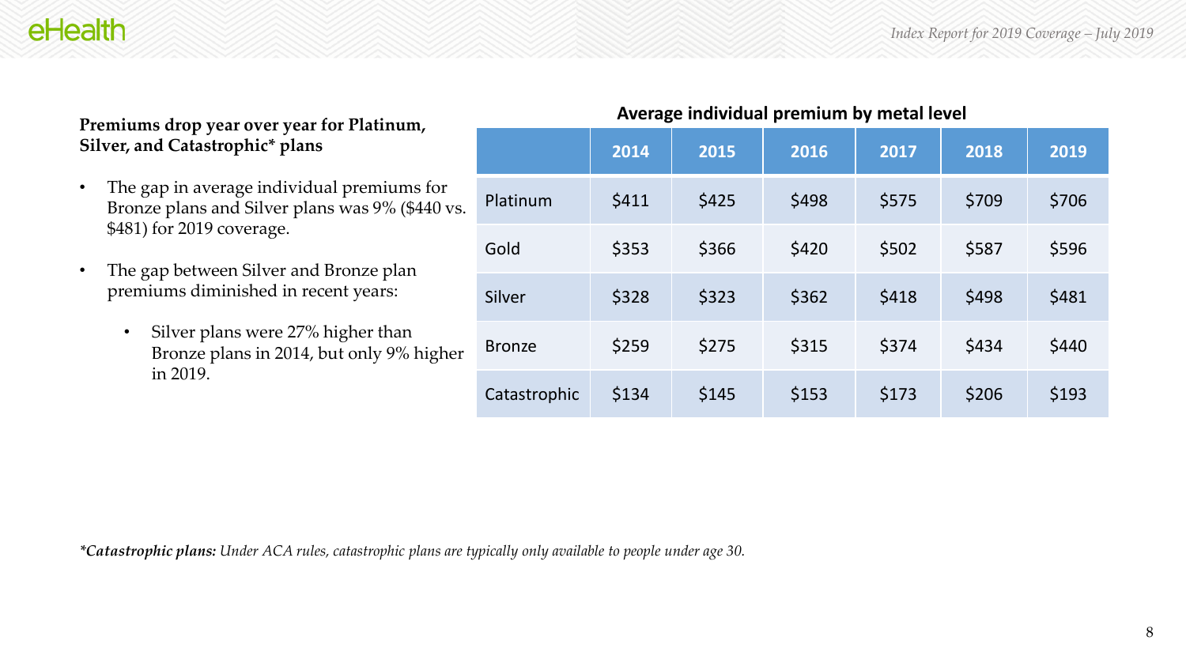**Premiums drop year over year for Platinum, Silver, and Catastrophic* plans**

- The gap in average individual premiums for Bronze plans and Silver plans was 9% ($440 vs. $481) for 2019 coverage.
- The gap between Silver and Bronze plan premiums diminished in recent years:
    - Silver plans were 27% higher than Bronze plans in 2014, but only 9% higher in 2019.

**Average individual premium by metal level**

| | 2014 | 2015 | 2016 | 2017 | 2018 | 2019 |
|---|---|---|---|---|---|---|
| Platinum | $411 | $425 | $498 | $575 | $709 | $706 |
| Gold | $353 | $366 | $420 | $502 | $587 | $596 |
| Silver | $328 | $323 | $362 | $418 | $498 | $481 |
| Bronze | $259 | $275 | $315 | $374 | $434 | $440 |
| Catastrophic | $134 | $145 | $153 | $173 | $206 | $193 |

****Catastrophic plans:** Under ACA rules, catastrophic plans are typically only available to people under age 30.*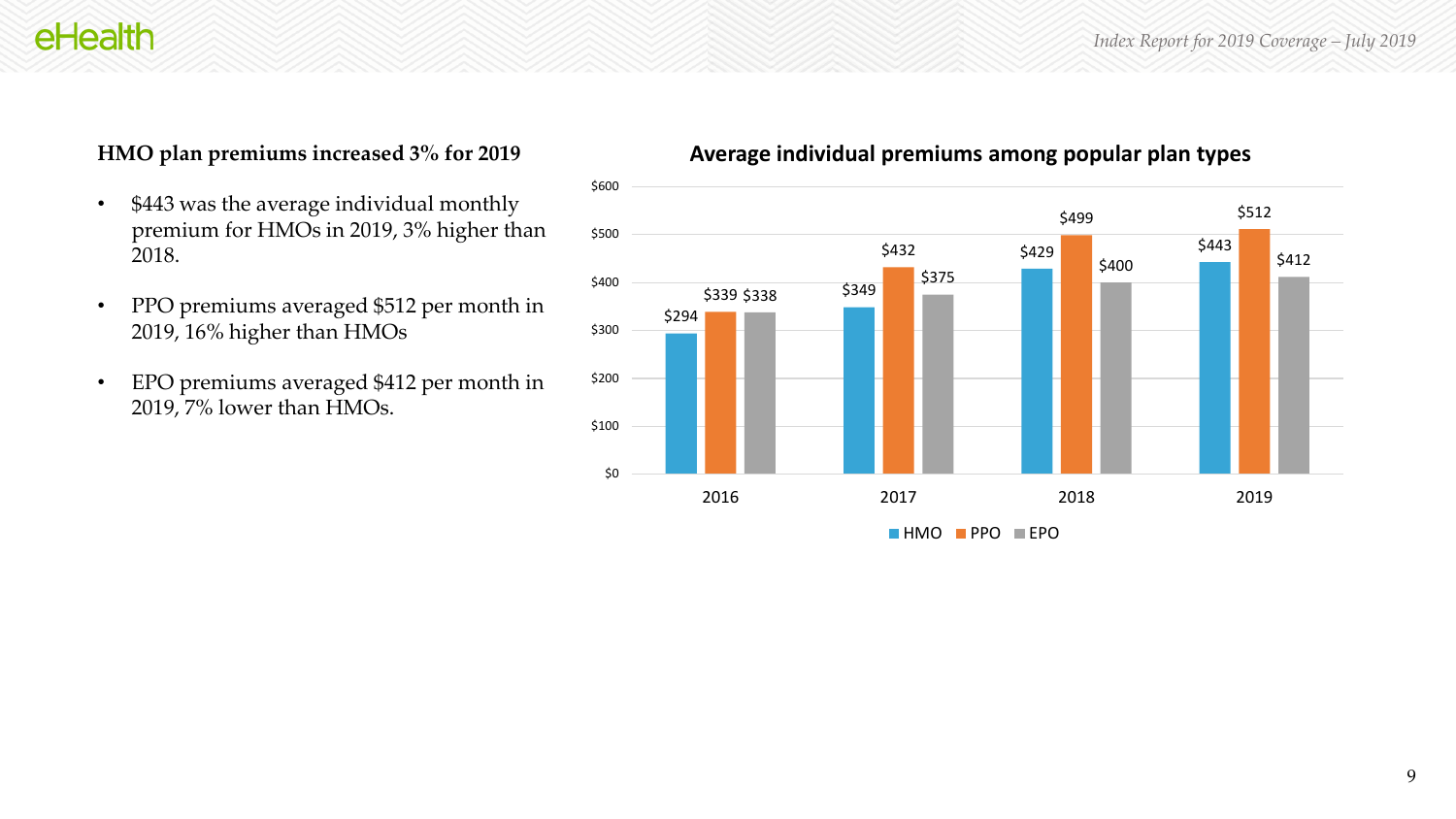**HMO plan premiums increased 3% for 2019**

- $443 was the average individual monthly premium for HMOs in 2019, 3% higher than 2018.
- PPO premiums averaged $512 per month in 2019, 16% higher than HMOs
- EPO premiums averaged $412 per month in 2019, 7% lower than HMOs.

**Average individual premiums among popular plan types**

$600
$500
$400
$300
$200
$100
$0

2016: $294 $339 $338
2017: $349 $432 $375
2018: $429 $499 $400
2019: $443 $512 $412

HMO PPO EPO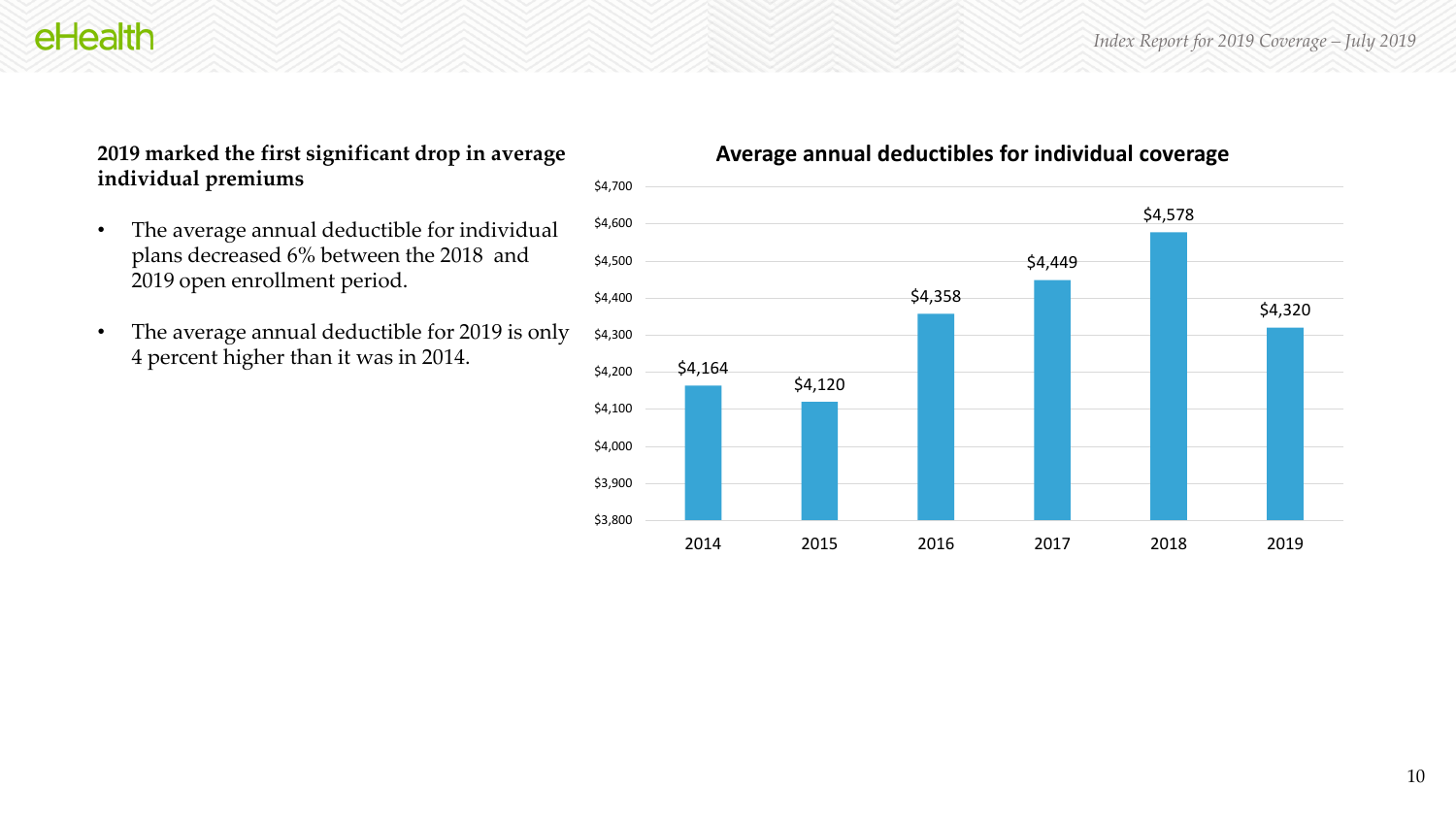**2019 marked the first significant drop in average individual premiums**

- The average annual deductible for individual plans decreased 6% between the 2018 and 2019 open enrollment period.
- The average annual deductible for 2019 is only 4 percent higher than it was in 2014.

**Average annual deductibles for individual coverage**

$4,700
$4,600
$4,500
$4,400
$4,300
$4,200
$4,100
$4,000
$3,900
$3,800

$4,164
$4,120
$4,358
$4,449
$4,578
$4,320

2014
2015
2016
2017
2018
2019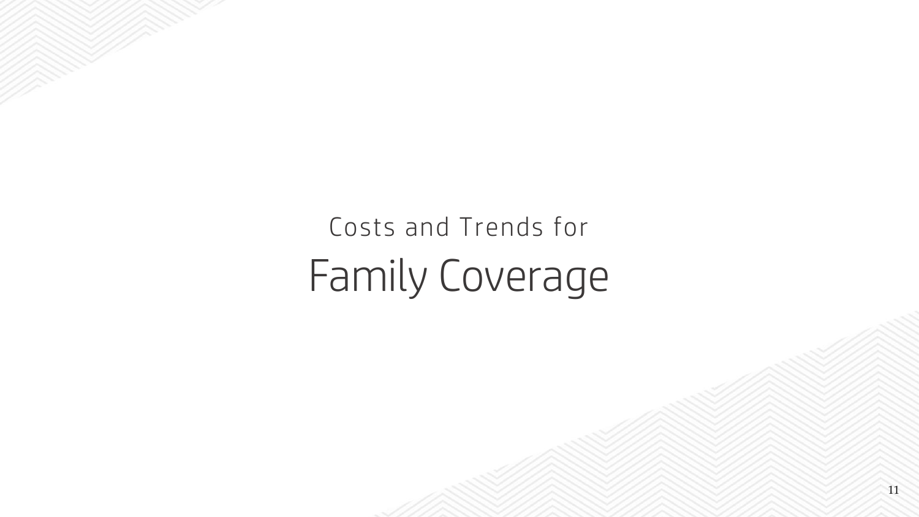Costs and Trends for

# Family Coverage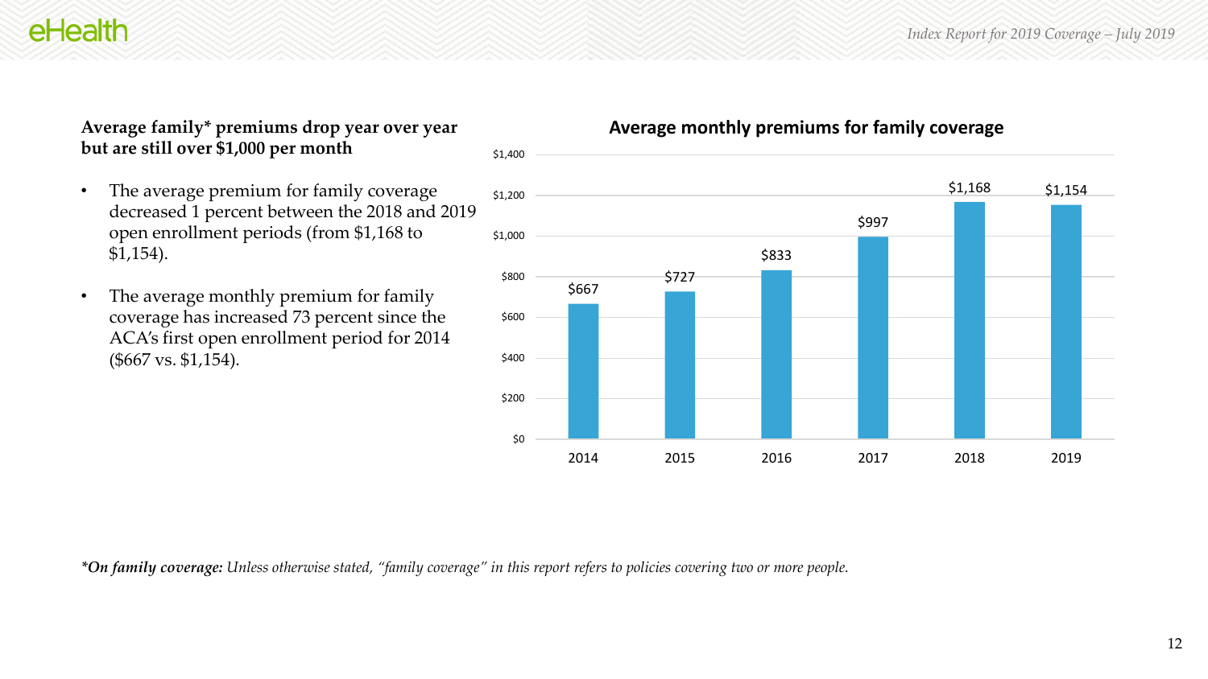**Average family* premiums drop year over year but are still over $1,000 per month**

- The average premium for family coverage decreased 1 percent between the 2018 and 2019 open enrollment periods (from $1,168 to $1,154).
- The average monthly premium for family coverage has increased 73 percent since the ACA's first open enrollment period for 2014 ($667 vs. $1,154).

**Average monthly premiums for family coverage**

$1,400
$1,200
$1,000
$800
$600
$400
$200
$0

2014: $667
2015: $727
2016: $833
2017: $997
2018: $1,168
2019: $1,154

****On family coverage:** Unless otherwise stated, "family coverage" in this report refers to policies covering two or more people.*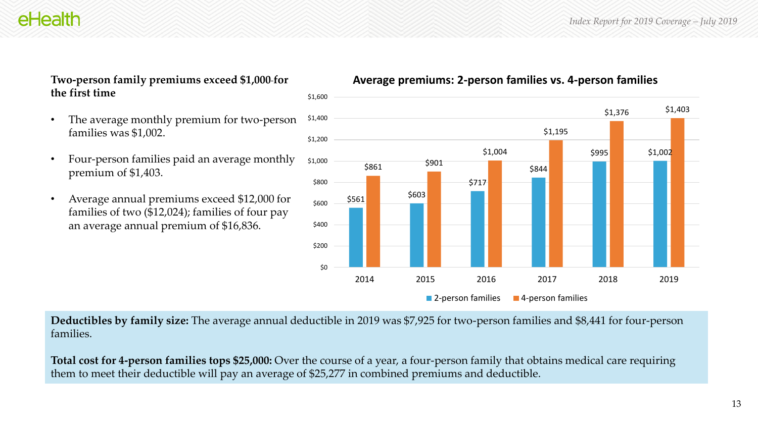**Two-person family premiums exceed $1,000 for the first time**

- The average monthly premium for two-person families was $1,002.
- Four-person families paid an average monthly premium of $1,403.
- Average annual premiums exceed $12,000 for families of two ($12,024); families of four pay an average annual premium of $16,836.

**Average premiums: 2-person families vs. 4-person families**

$1,600
$1,400
$1,200
$1,000
$800
$600
$400
$200
$0

2014: $561, $861
2015: $603, $901
2016: $717, $1,004
2017: $844, $1,195
2018: $995, $1,376
2019: $1,002, $1,403

2-person families
4-person families

**Deductibles by family size:** The average annual deductible in 2019 was $7,925 for two-person families and $8,441 for four-person families.

**Total cost for 4-person families tops $25,000:** Over the course of a year, a four-person family that obtains medical care requiring them to meet their deductible will pay an average of $25,277 in combined premiums and deductible.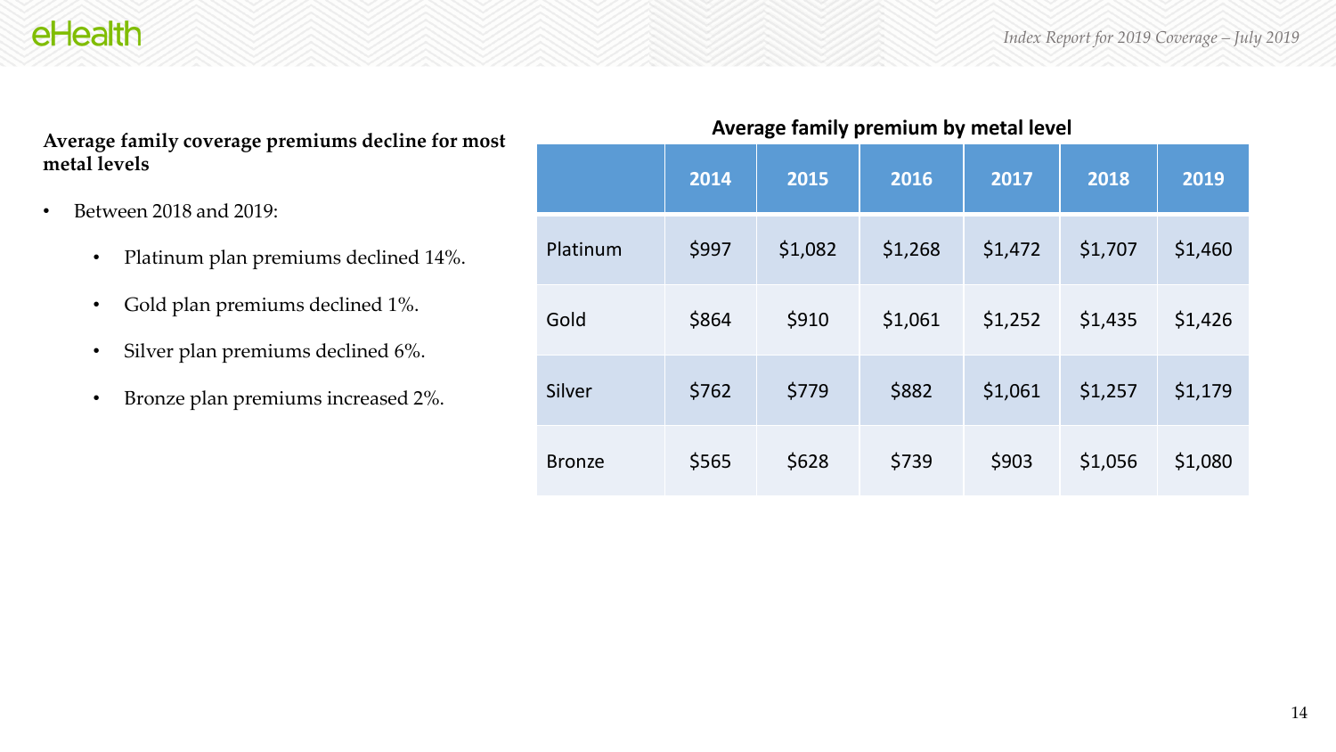**Average family coverage premiums decline for most metal levels**

- Between 2018 and 2019:
  - Platinum plan premiums declined 14%.
  - Gold plan premiums declined 1%.
  - Silver plan premiums declined 6%.
  - Bronze plan premiums increased 2%.

**Average family premium by metal level**

| | 2014 | 2015 | 2016 | 2017 | 2018 | 2019 |
|---|---|---|---|---|---|---|
| Platinum | $997 | $1,082 | $1,268 | $1,472 | $1,707 | $1,460 |
| Gold | $864 | $910 | $1,061 | $1,252 | $1,435 | $1,426 |
| Silver | $762 | $779 | $882 | $1,061 | $1,257 | $1,179 |
| Bronze | $565 | $628 | $739 | $903 | $1,056 | $1,080 |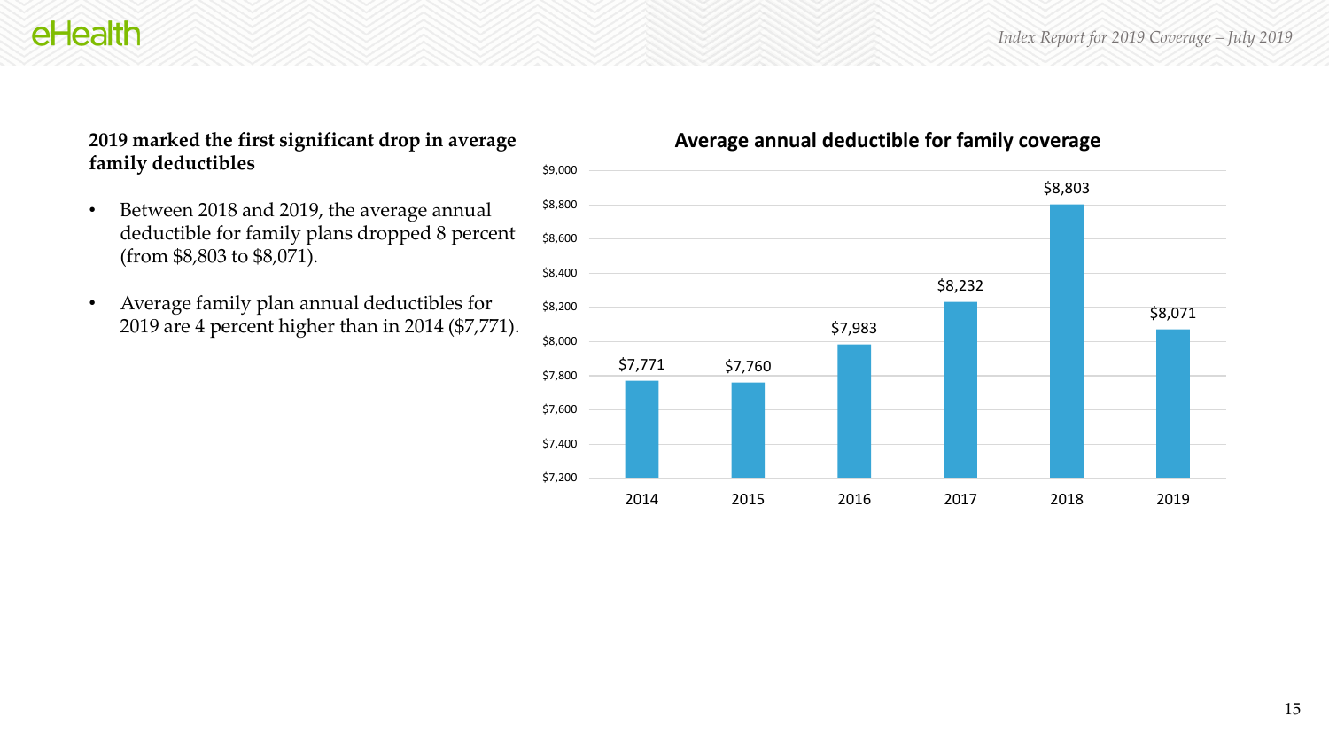**2019 marked the first significant drop in average family deductibles**

- Between 2018 and 2019, the average annual deductible for family plans dropped 8 percent (from $8,803 to $8,071).
- Average family plan annual deductibles for 2019 are 4 percent higher than in 2014 ($7,771).

**Average annual deductible for family coverage**

$9,000
$8,800
$8,600
$8,400
$8,200
$8,000
$7,800
$7,600
$7,400
$7,200

$7,771
$7,760
$7,983
$8,232
$8,803
$8,071

2014
2015
2016
2017
2018
2019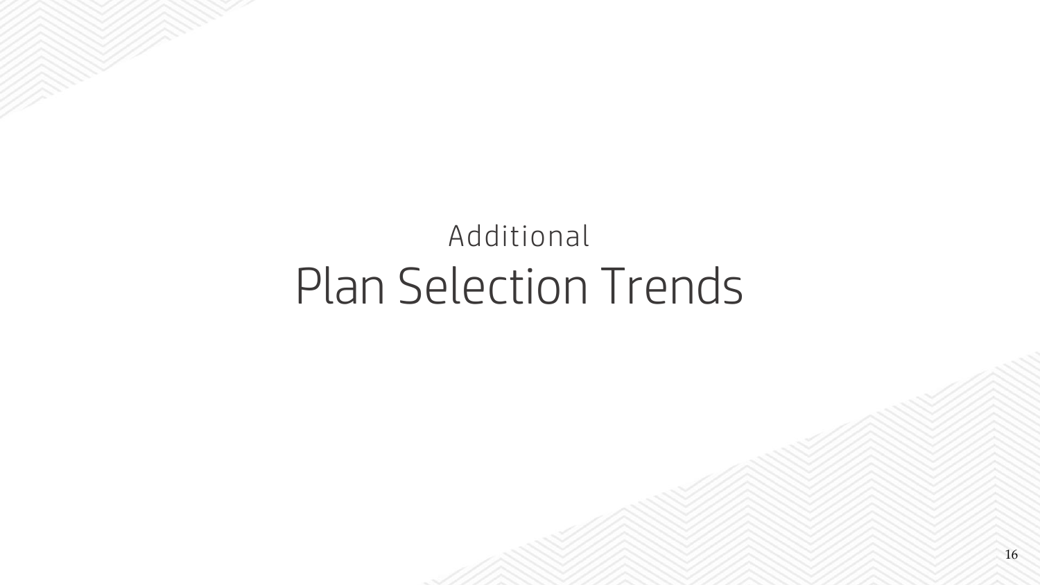Additional

# Plan Selection Trends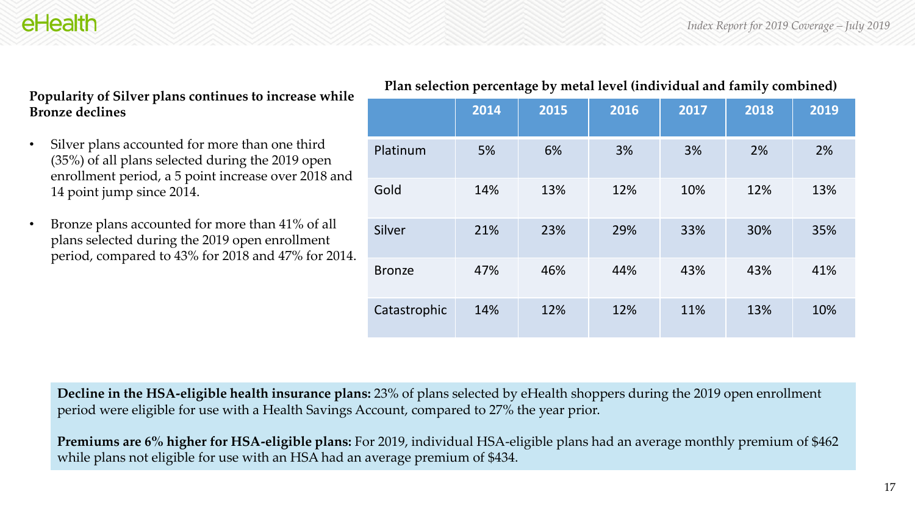**Popularity of Silver plans continues to increase while Bronze declines**

- Silver plans accounted for more than one third (35%) of all plans selected during the 2019 open enrollment period, a 5 point increase over 2018 and 14 point jump since 2014.
- Bronze plans accounted for more than 41% of all plans selected during the 2019 open enrollment period, compared to 43% for 2018 and 47% for 2014.

**Plan selection percentage by metal level (individual and family combined)**

| | 2014 | 2015 | 2016 | 2017 | 2018 | 2019 |
|---|---|---|---|---|---|---|
| Platinum | 5% | 6% | 3% | 3% | 2% | 2% |
| Gold | 14% | 13% | 12% | 10% | 12% | 13% |
| Silver | 21% | 23% | 29% | 33% | 30% | 35% |
| Bronze | 47% | 46% | 44% | 43% | 43% | 41% |
| Catastrophic | 14% | 12% | 12% | 11% | 13% | 10% |

**Decline in the HSA-eligible health insurance plans:** 23% of plans selected by eHealth shoppers during the 2019 open enrollment period were eligible for use with a Health Savings Account, compared to 27% the year prior.

**Premiums are 6% higher for HSA-eligible plans:** For 2019, individual HSA-eligible plans had an average monthly premium of $462 while plans not eligible for use with an HSA had an average premium of $434.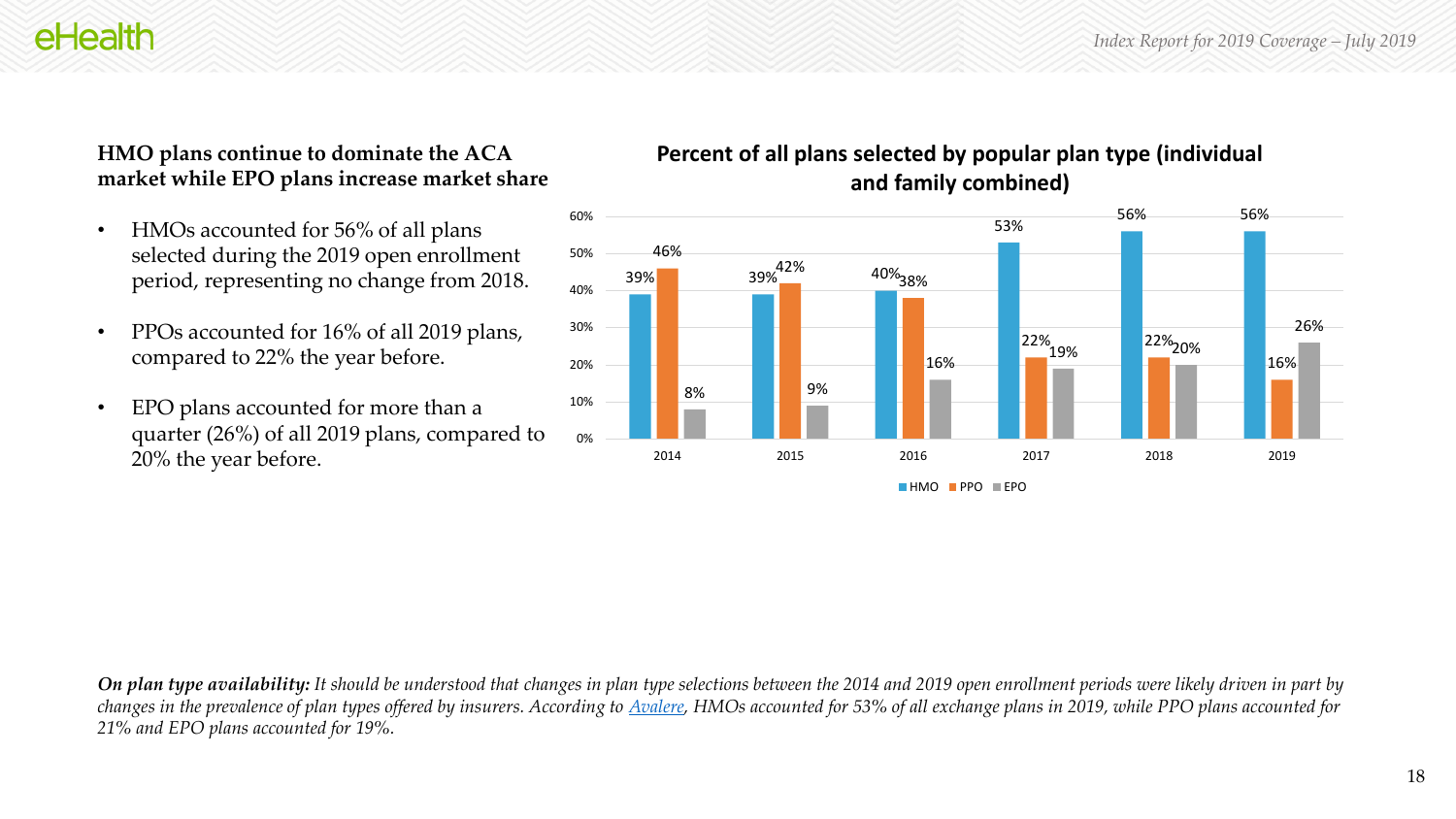## HMO plans continue to dominate the ACA market while EPO plans increase market share

- HMOs accounted for 56% of all plans selected during the 2019 open enrollment period, representing no change from 2018.
- PPOs accounted for 16% of all 2019 plans, compared to 22% the year before.
- EPO plans accounted for more than a quarter (26%) of all 2019 plans, compared to 20% the year before.

**Percent of all plans selected by popular plan type (individual and family combined)**

60%
50%
40%
30%
20%
10%
0%

2014: 39% 46% 8%
2015: 39% 42% 9%
2016: 40% 38% 16%
2017: 53% 22% 19%
2018: 56% 22% 20%
2019: 56% 16% 26%

HMO PPO EPO

***On plan type availability:*** *It should be understood that changes in plan type selections between the 2014 and 2019 open enrollment periods were likely driven in part by changes in the prevalence of plan types offered by insurers. According to Avalere, HMOs accounted for 53% of all exchange plans in 2019, while PPO plans accounted for 21% and EPO plans accounted for 19%.*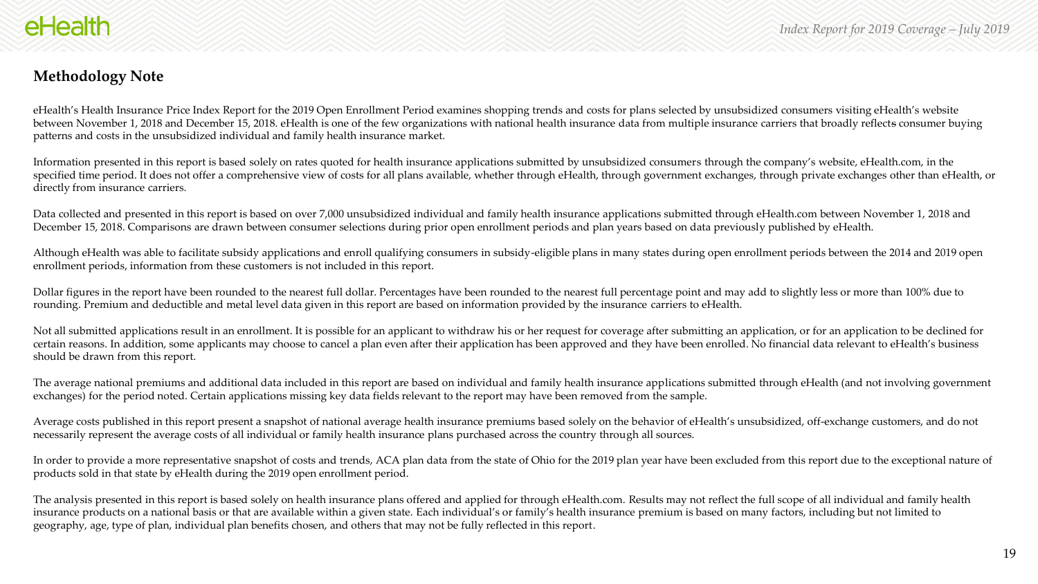## Methodology Note

eHealth's Health Insurance Price Index Report for the 2019 Open Enrollment Period examines shopping trends and costs for plans selected by unsubsidized consumers visiting eHealth's website between November 1, 2018 and December 15, 2018. eHealth is one of the few organizations with national health insurance data from multiple insurance carriers that broadly reflects consumer buying patterns and costs in the unsubsidized individual and family health insurance market.

Information presented in this report is based solely on rates quoted for health insurance applications submitted by unsubsidized consumers through the company's website, eHealth.com, in the specified time period. It does not offer a comprehensive view of costs for all plans available, whether through eHealth, through government exchanges, through private exchanges other than eHealth, or directly from insurance carriers.

Data collected and presented in this report is based on over 7,000 unsubsidized individual and family health insurance applications submitted through eHealth.com between November 1, 2018 and December 15, 2018. Comparisons are drawn between consumer selections during prior open enrollment periods and plan years based on data previously published by eHealth.

Although eHealth was able to facilitate subsidy applications and enroll qualifying consumers in subsidy-eligible plans in many states during open enrollment periods between the 2014 and 2019 open enrollment periods, information from these customers is not included in this report.

Dollar figures in the report have been rounded to the nearest full dollar. Percentages have been rounded to the nearest full percentage point and may add to slightly less or more than 100% due to rounding. Premium and deductible and metal level data given in this report are based on information provided by the insurance carriers to eHealth.

Not all submitted applications result in an enrollment. It is possible for an applicant to withdraw his or her request for coverage after submitting an application, or for an application to be declined for certain reasons. In addition, some applicants may choose to cancel a plan even after their application has been approved and they have been enrolled. No financial data relevant to eHealth's business should be drawn from this report.

The average national premiums and additional data included in this report are based on individual and family health insurance applications submitted through eHealth (and not involving government exchanges) for the period noted. Certain applications missing key data fields relevant to the report may have been removed from the sample.

Average costs published in this report present a snapshot of national average health insurance premiums based solely on the behavior of eHealth's unsubsidized, off-exchange customers, and do not necessarily represent the average costs of all individual or family health insurance plans purchased across the country through all sources.

In order to provide a more representative snapshot of costs and trends, ACA plan data from the state of Ohio for the 2019 plan year have been excluded from this report due to the exceptional nature of products sold in that state by eHealth during the 2019 open enrollment period.

The analysis presented in this report is based solely on health insurance plans offered and applied for through eHealth.com. Results may not reflect the full scope of all individual and family health insurance products on a national basis or that are available within a given state. Each individual's or family's health insurance premium is based on many factors, including but not limited to geography, age, type of plan, individual plan benefits chosen, and others that may not be fully reflected in this report.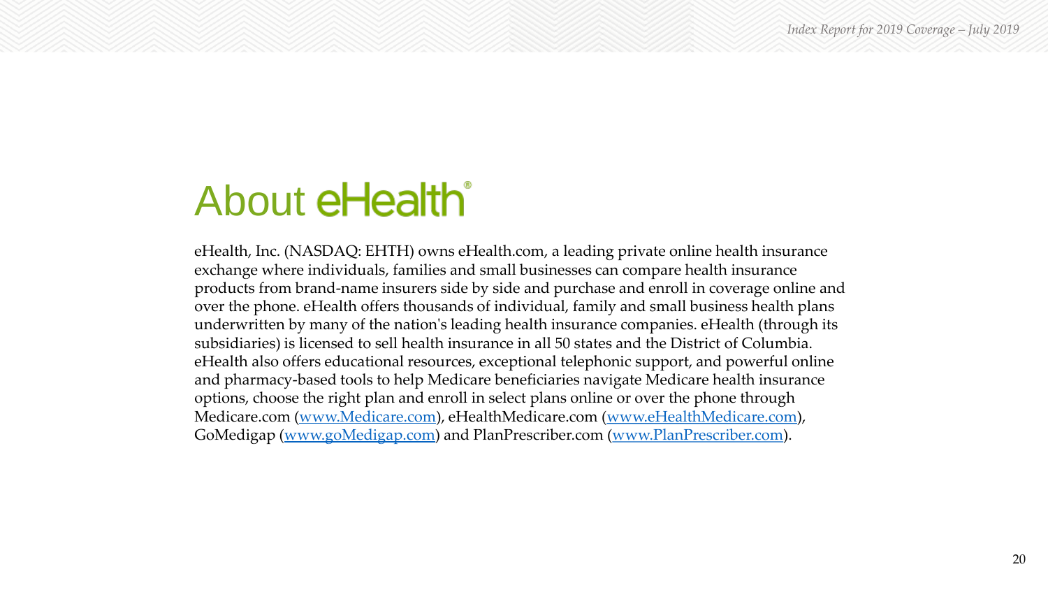# About eHealth®

eHealth, Inc. (NASDAQ: EHTH) owns eHealth.com, a leading private online health insurance exchange where individuals, families and small businesses can compare health insurance products from brand-name insurers side by side and purchase and enroll in coverage online and over the phone. eHealth offers thousands of individual, family and small business health plans underwritten by many of the nation's leading health insurance companies. eHealth (through its subsidiaries) is licensed to sell health insurance in all 50 states and the District of Columbia. eHealth also offers educational resources, exceptional telephonic support, and powerful online and pharmacy-based tools to help Medicare beneficiaries navigate Medicare health insurance options, choose the right plan and enroll in select plans online or over the phone through Medicare.com ([www.Medicare.com](http://www.Medicare.com)), eHealthMedicare.com ([www.eHealthMedicare.com](http://www.eHealthMedicare.com)), GoMedigap ([www.goMedigap.com](http://www.goMedigap.com)) and PlanPrescriber.com ([www.PlanPrescriber.com](http://www.PlanPrescriber.com)).